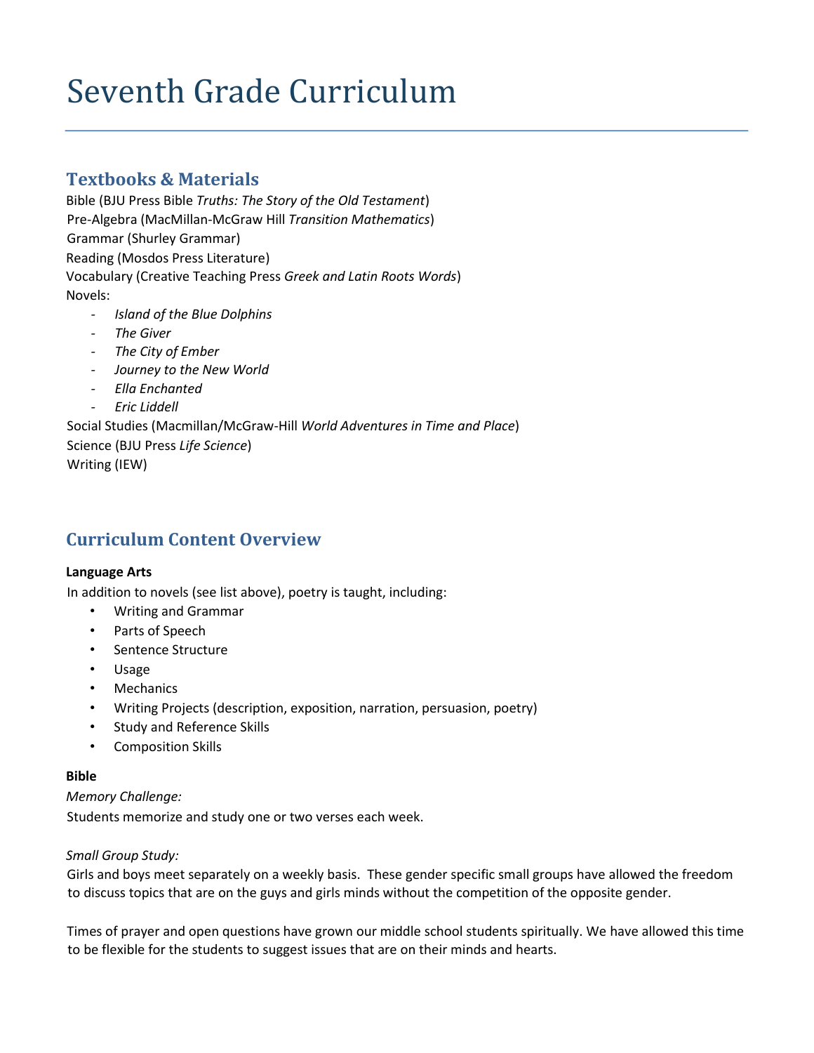# Seventh Grade Curriculum

## Textbooks & Materials

Bible (BJU Press Bible *Truths: The Story of the Old Testament*)
Pre-Algebra (MacMillan-McGraw Hill *Transition Mathematics*)
Grammar (Shurley Grammar)
Reading (Mosdos Press Literature)
Vocabulary (Creative Teaching Press *Greek and Latin Roots Words*)
Novels:

- *Island of the Blue Dolphins*
- *The Giver*
- *The City of Ember*
- *Journey to the New World*
- *Ella Enchanted*
- *Eric Liddell*

Social Studies (Macmillan/McGraw-Hill *World Adventures in Time and Place*)
Science (BJU Press *Life Science*)
Writing (IEW)

## Curriculum Content Overview

**Language Arts**

In addition to novels (see list above), poetry is taught, including:

- Writing and Grammar
- Parts of Speech
- Sentence Structure
- Usage
- Mechanics
- Writing Projects (description, exposition, narration, persuasion, poetry)
- Study and Reference Skills
- Composition Skills

**Bible**

*Memory Challenge:*

Students memorize and study one or two verses each week.

*Small Group Study:*

Girls and boys meet separately on a weekly basis. These gender specific small groups have allowed the freedom to discuss topics that are on the guys and girls minds without the competition of the opposite gender.

Times of prayer and open questions have grown our middle school students spiritually. We have allowed this time to be flexible for the students to suggest issues that are on their minds and hearts.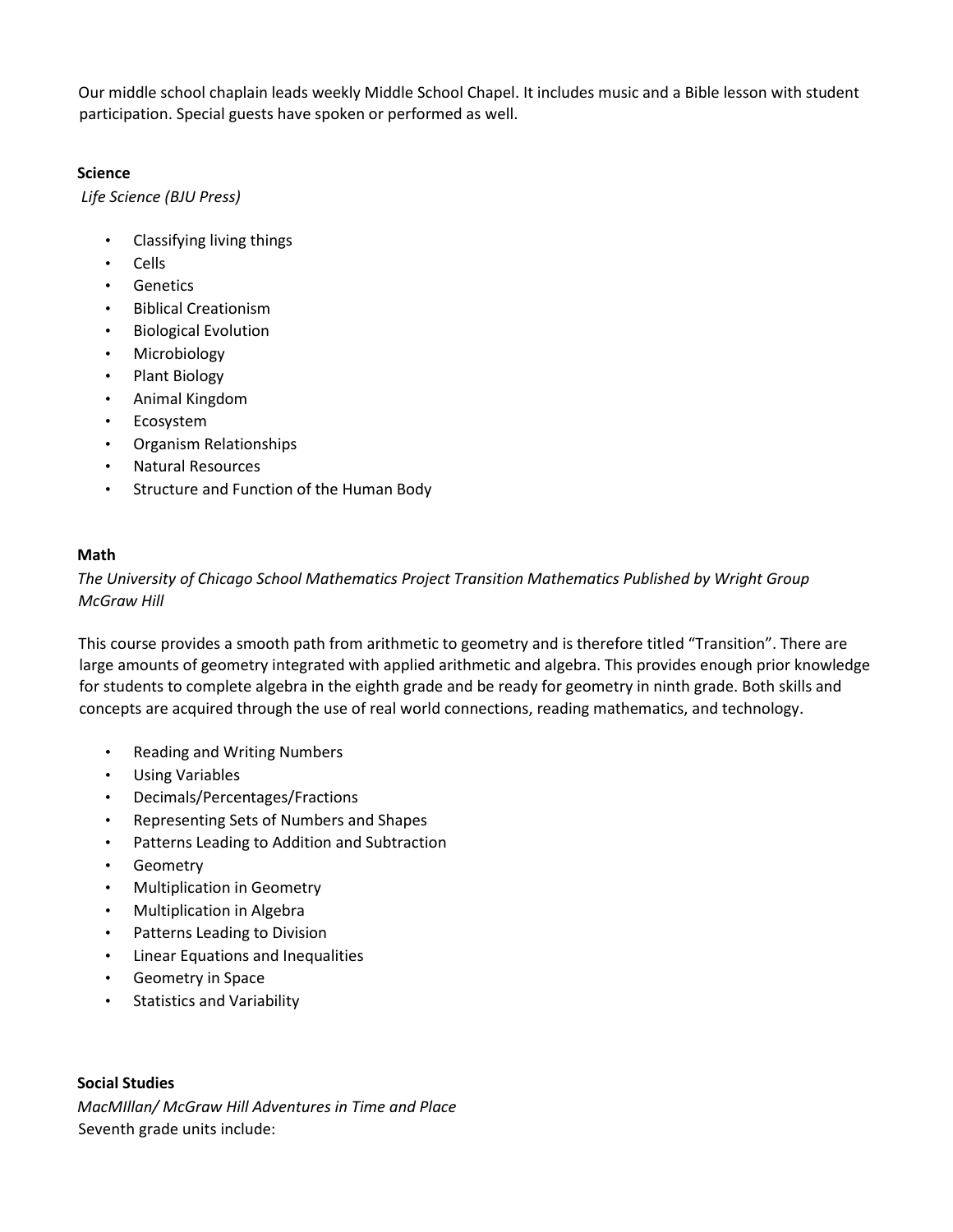Our middle school chaplain leads weekly Middle School Chapel. It includes music and a Bible lesson with student participation. Special guests have spoken or performed as well.

**Science**

*Life Science (BJU Press)*

- Classifying living things
- Cells
- Genetics
- Biblical Creationism
- Biological Evolution
- Microbiology
- Plant Biology
- Animal Kingdom
- Ecosystem
- Organism Relationships
- Natural Resources
- Structure and Function of the Human Body

**Math**

*The University of Chicago School Mathematics Project Transition Mathematics Published by Wright Group McGraw Hill*

This course provides a smooth path from arithmetic to geometry and is therefore titled "Transition". There are large amounts of geometry integrated with applied arithmetic and algebra. This provides enough prior knowledge for students to complete algebra in the eighth grade and be ready for geometry in ninth grade. Both skills and concepts are acquired through the use of real world connections, reading mathematics, and technology.

- Reading and Writing Numbers
- Using Variables
- Decimals/Percentages/Fractions
- Representing Sets of Numbers and Shapes
- Patterns Leading to Addition and Subtraction
- Geometry
- Multiplication in Geometry
- Multiplication in Algebra
- Patterns Leading to Division
- Linear Equations and Inequalities
- Geometry in Space
- Statistics and Variability

**Social Studies**

*MacMIllan/ McGraw Hill Adventures in Time and Place*

Seventh grade units include: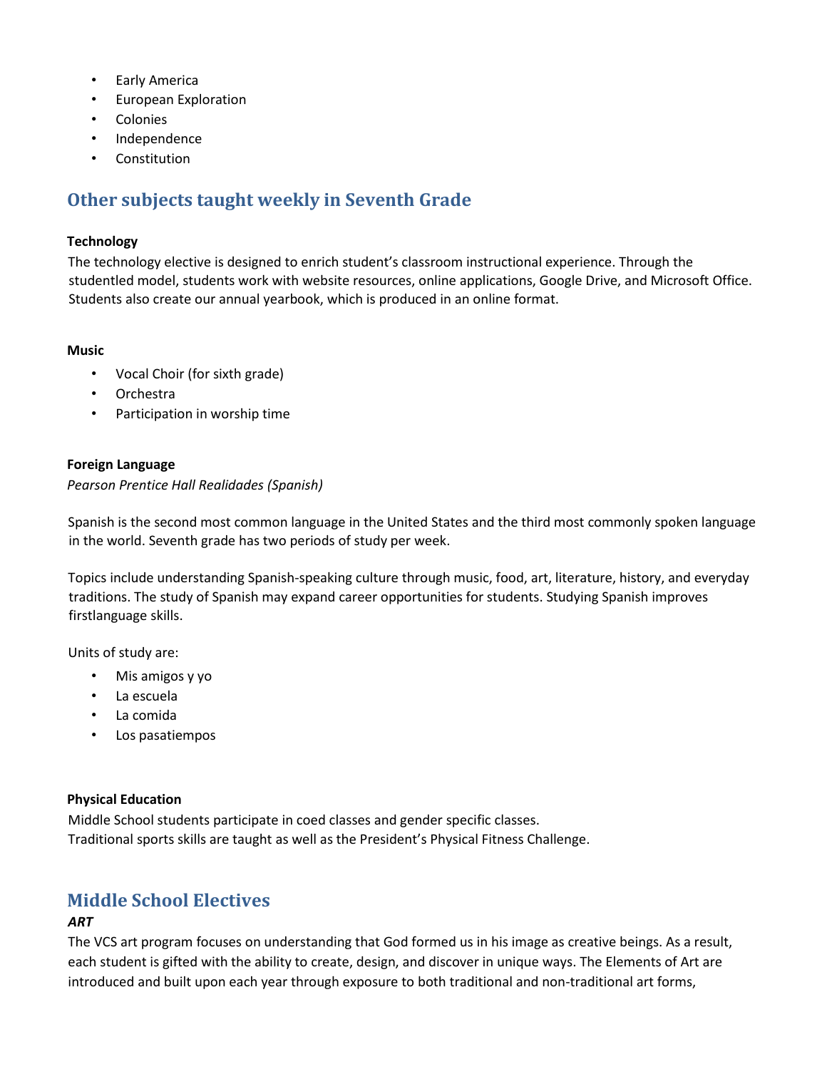- Early America
- European Exploration
- Colonies
- Independence
- Constitution

## Other subjects taught weekly in Seventh Grade

**Technology**

The technology elective is designed to enrich student's classroom instructional experience. Through the studentled model, students work with website resources, online applications, Google Drive, and Microsoft Office. Students also create our annual yearbook, which is produced in an online format.

**Music**

- Vocal Choir (for sixth grade)
- Orchestra
- Participation in worship time

**Foreign Language**

*Pearson Prentice Hall Realidades (Spanish)*

Spanish is the second most common language in the United States and the third most commonly spoken language in the world. Seventh grade has two periods of study per week.

Topics include understanding Spanish-speaking culture through music, food, art, literature, history, and everyday traditions. The study of Spanish may expand career opportunities for students. Studying Spanish improves firstlanguage skills.

Units of study are:

- Mis amigos y yo
- La escuela
- La comida
- Los pasatiempos

**Physical Education**

Middle School students participate in coed classes and gender specific classes.
Traditional sports skills are taught as well as the President's Physical Fitness Challenge.

## Middle School Electives

***ART***

The VCS art program focuses on understanding that God formed us in his image as creative beings. As a result, each student is gifted with the ability to create, design, and discover in unique ways. The Elements of Art are introduced and built upon each year through exposure to both traditional and non-traditional art forms,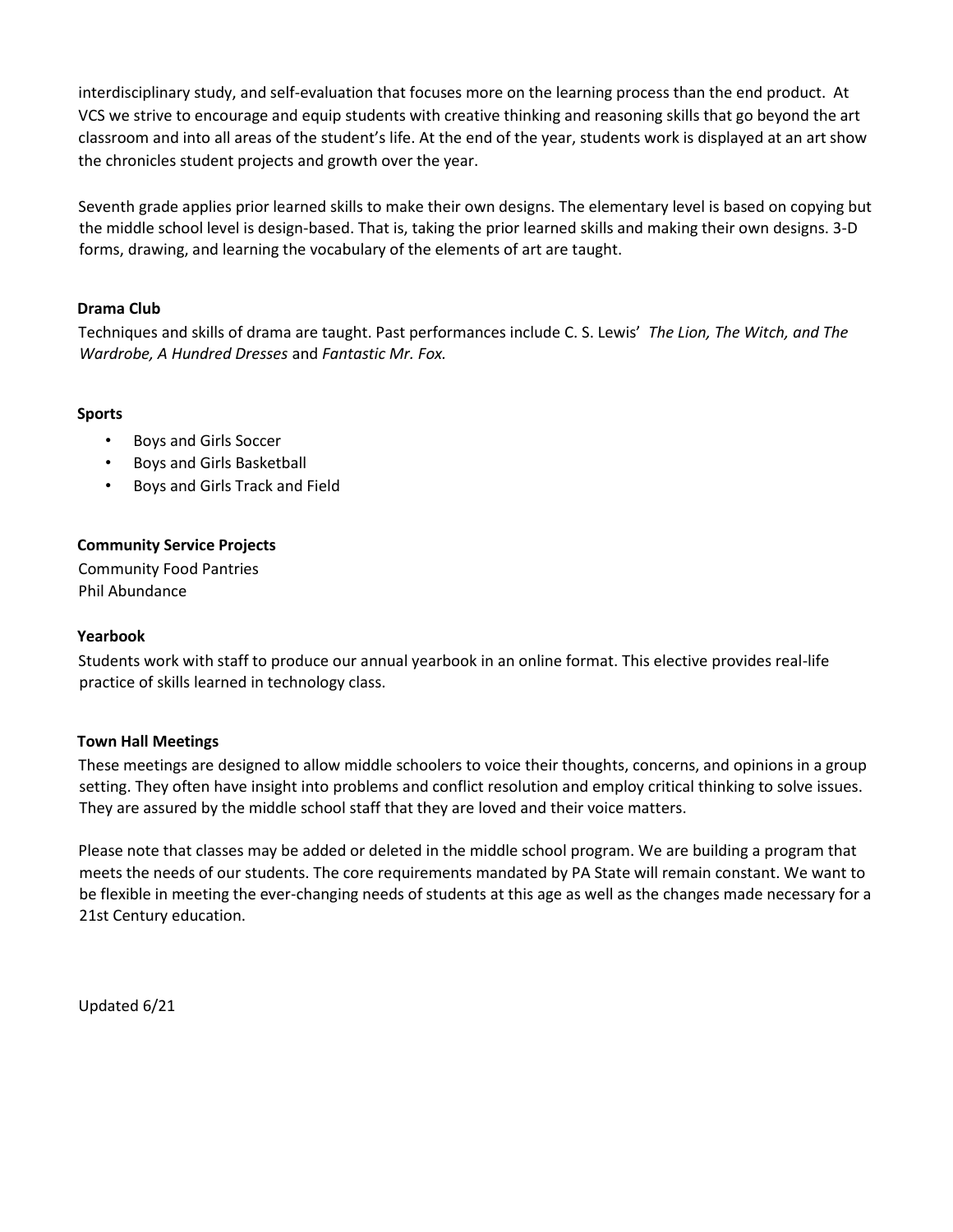interdisciplinary study, and self-evaluation that focuses more on the learning process than the end product. At VCS we strive to encourage and equip students with creative thinking and reasoning skills that go beyond the art classroom and into all areas of the student's life. At the end of the year, students work is displayed at an art show the chronicles student projects and growth over the year.

Seventh grade applies prior learned skills to make their own designs. The elementary level is based on copying but the middle school level is design-based. That is, taking the prior learned skills and making their own designs. 3-D forms, drawing, and learning the vocabulary of the elements of art are taught.

**Drama Club**

Techniques and skills of drama are taught. Past performances include C. S. Lewis' *The Lion, The Witch, and The Wardrobe, A Hundred Dresses* and *Fantastic Mr. Fox.*

**Sports**

- Boys and Girls Soccer
- Boys and Girls Basketball
- Boys and Girls Track and Field

**Community Service Projects**

Community Food Pantries
Phil Abundance

**Yearbook**

Students work with staff to produce our annual yearbook in an online format. This elective provides real-life practice of skills learned in technology class.

**Town Hall Meetings**

These meetings are designed to allow middle schoolers to voice their thoughts, concerns, and opinions in a group setting. They often have insight into problems and conflict resolution and employ critical thinking to solve issues. They are assured by the middle school staff that they are loved and their voice matters.

Please note that classes may be added or deleted in the middle school program. We are building a program that meets the needs of our students. The core requirements mandated by PA State will remain constant. We want to be flexible in meeting the ever-changing needs of students at this age as well as the changes made necessary for a 21st Century education.

Updated 6/21